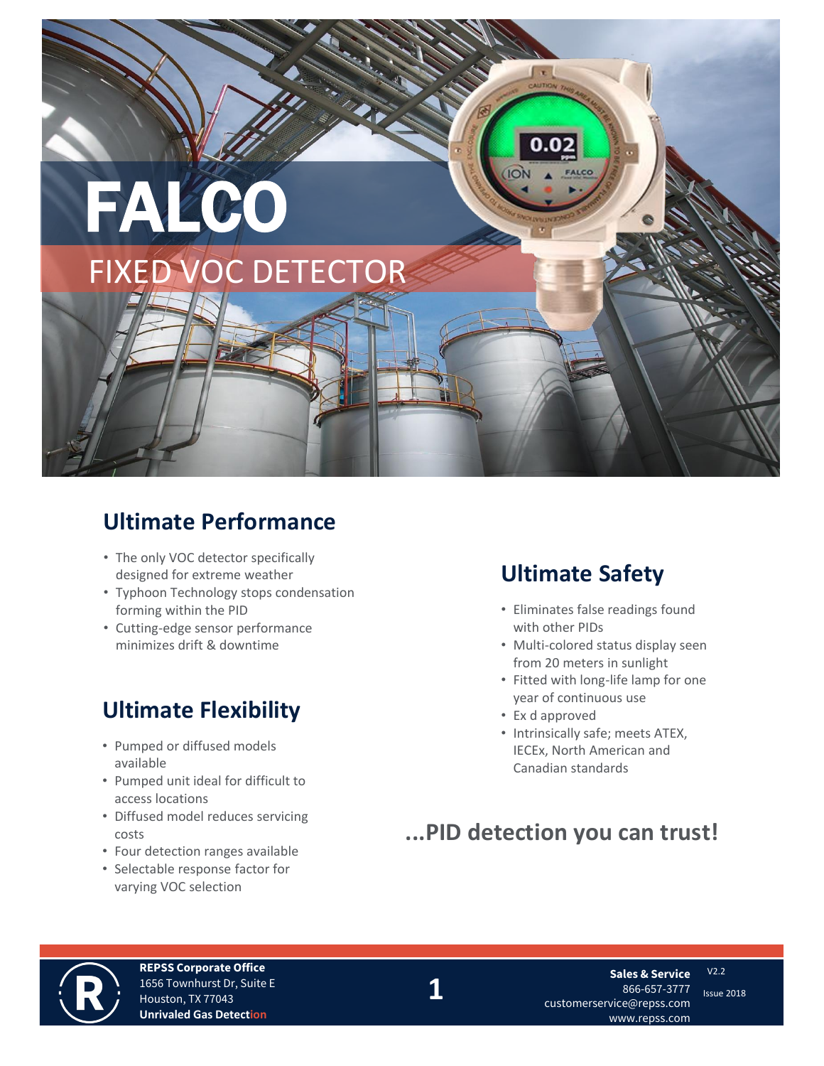# FALCO

## FIXED VOC DETECTOR

## Ultimate Performance

- The only VOC detector specifically designed for extreme weather
- Typhoon Technology stops condensation forming within the PID
- Cutting-edge sensor performance minimizes drift & downtime

## Ultimate Flexibility

- Pumped or diffused models available
- Pumped unit ideal for difficult to access locations
- Diffused model reduces servicing costs
- Four detection ranges available
- Selectable response factor for varying VOC selection

## Ultimate Safety

- Eliminates false readings found with other PIDs
- Multi-colored status display seen from 20 meters in sunlight
- Fitted with long-life lamp for one year of continuous use
- Ex d approved
- Intrinsically safe; meets ATEX, IECEx, North American and Canadian standards

## ...PID detection you can trust!

**REPSS Corporate Office**
1656 Townhurst Dr, Suite E
Houston, TX 77043
**Unrivaled Gas Detection**

**Sales & Service**
866-657-3777
customerservice@repss.com
www.repss.com

V2.2
Issue 2018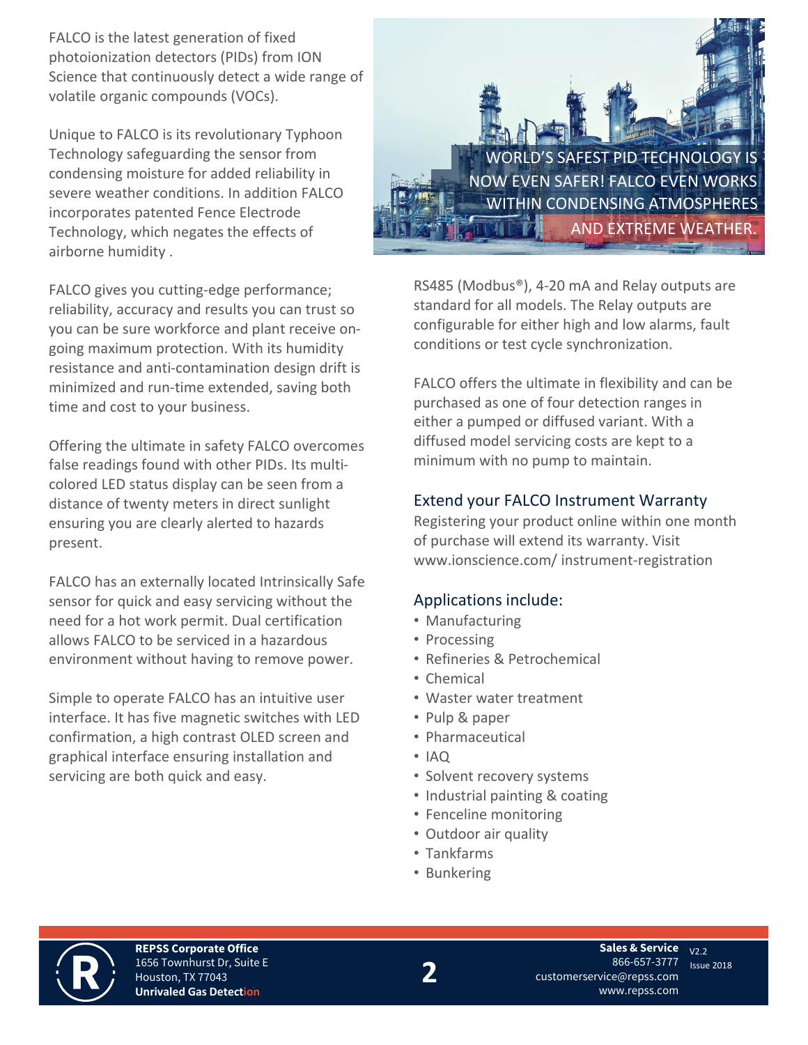FALCO is the latest generation of fixed photoionization detectors (PIDs) from ION Science that continuously detect a wide range of volatile organic compounds (VOCs).

Unique to FALCO is its revolutionary Typhoon Technology safeguarding the sensor from condensing moisture for added reliability in severe weather conditions. In addition FALCO incorporates patented Fence Electrode Technology, which negates the effects of airborne humidity .

FALCO gives you cutting-edge performance; reliability, accuracy and results you can trust so you can be sure workforce and plant receive on-going maximum protection. With its humidity resistance and anti-contamination design drift is minimized and run-time extended, saving both time and cost to your business.

Offering the ultimate in safety FALCO overcomes false readings found with other PIDs. Its multi-colored LED status display can be seen from a distance of twenty meters in direct sunlight ensuring you are clearly alerted to hazards present.

FALCO has an externally located Intrinsically Safe sensor for quick and easy servicing without the need for a hot work permit. Dual certification allows FALCO to be serviced in a hazardous environment without having to remove power.

Simple to operate FALCO has an intuitive user interface. It has five magnetic switches with LED confirmation, a high contrast OLED screen and graphical interface ensuring installation and servicing are both quick and easy.

WORLD'S SAFEST PID TECHNOLOGY IS NOW EVEN SAFER! FALCO EVEN WORKS WITHIN CONDENSING ATMOSPHERES AND EXTREME WEATHER.

RS485 (Modbus®), 4-20 mA and Relay outputs are standard for all models. The Relay outputs are configurable for either high and low alarms, fault conditions or test cycle synchronization.

FALCO offers the ultimate in flexibility and can be purchased as one of four detection ranges in either a pumped or diffused variant. With a diffused model servicing costs are kept to a minimum with no pump to maintain.

## Extend your FALCO Instrument Warranty

Registering your product online within one month of purchase will extend its warranty. Visit www.ionscience.com/ instrument-registration

## Applications include:

- Manufacturing
- Processing
- Refineries & Petrochemical
- Chemical
- Waster water treatment
- Pulp & paper
- Pharmaceutical
- IAQ
- Solvent recovery systems
- Industrial painting & coating
- Fenceline monitoring
- Outdoor air quality
- Tankfarms
- Bunkering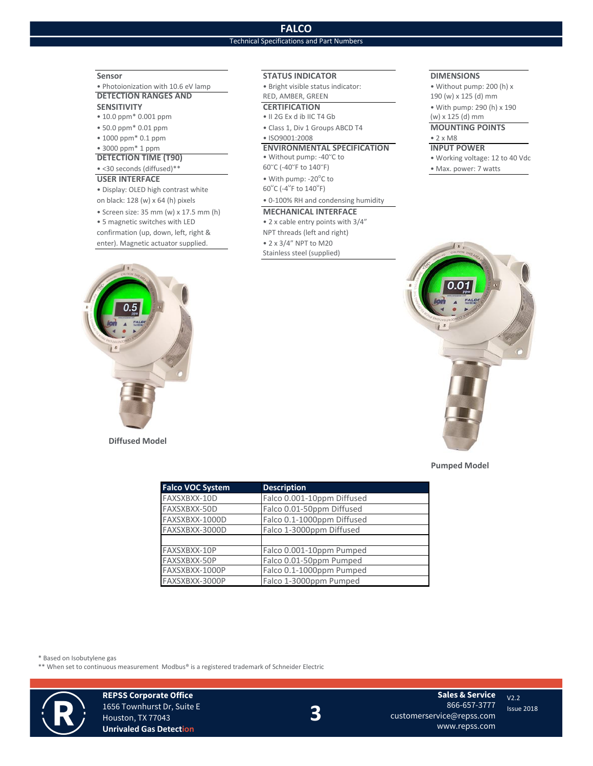# FALCO

## Technical Specifications and Part Numbers

### Sensor

- Photoionization with 10.6 eV lamp

### DETECTION RANGES AND SENSITIVITY

- 10.0 ppm* 0.001 ppm
- 50.0 ppm* 0.01 ppm
- 1000 ppm* 0.1 ppm
- 3000 ppm* 1 ppm

### DETECTION TIME (T90)

- <30 seconds (diffused)**

### USER INTERFACE

- Display: OLED high contrast white on black: 128 (w) x 64 (h) pixels
- Screen size: 35 mm (w) x 17.5 mm (h)
- 5 magnetic switches with LED confirmation (up, down, left, right & enter). Magnetic actuator supplied.

### STATUS INDICATOR

- Bright visible status indicator: RED, AMBER, GREEN

### CERTIFICATION

- II 2G Ex d ib IIC T4 Gb
- Class 1, Div 1 Groups ABCD T4
- ISO9001:2008

### ENVIRONMENTAL SPECIFICATION

- Without pump: -40°C to 60°C (-40°F to 140°F)
- With pump: -20°C to 60°C (-4°F to 140°F)
- 0-100% RH and condensing humidity

### MECHANICAL INTERFACE

- 2 x cable entry points with 3/4" NPT threads (left and right)
- 2 x 3/4" NPT to M20 Stainless steel (supplied)

### DIMENSIONS

- Without pump: 200 (h) x 190 (w) x 125 (d) mm
- With pump: 290 (h) x 190 (w) x 125 (d) mm

### MOUNTING POINTS

- 2 x M8

### INPUT POWER

- Working voltage: 12 to 40 Vdc
- Max. power: 7 watts

Diffused Model

Pumped Model

| Falco VOC System | Description |
|---|---|
| FAXSXBXX-10D | Falco 0.001-10ppm Diffused |
| FAXSXBXX-50D | Falco 0.01-50ppm Diffused |
| FAXSXBXX-1000D | Falco 0.1-1000ppm Diffused |
| FAXSXBXX-3000D | Falco 1-3000ppm Diffused |
| | |
| FAXSXBXX-10P | Falco 0.001-10ppm Pumped |
| FAXSXBXX-50P | Falco 0.01-50ppm Pumped |
| FAXSXBXX-1000P | Falco 0.1-1000ppm Pumped |
| FAXSXBXX-3000P | Falco 1-3000ppm Pumped |

\* Based on Isobutylene gas

\** When set to continuous measurement Modbus® is a registered trademark of Schneider Electric

**REPSS Corporate Office**
1656 Townhurst Dr, Suite E
Houston, TX 77043
**Unrivaled Gas Detection**

**Sales & Service**
866-657-3777
customerservice@repss.com
www.repss.com

V2.2
Issue 2018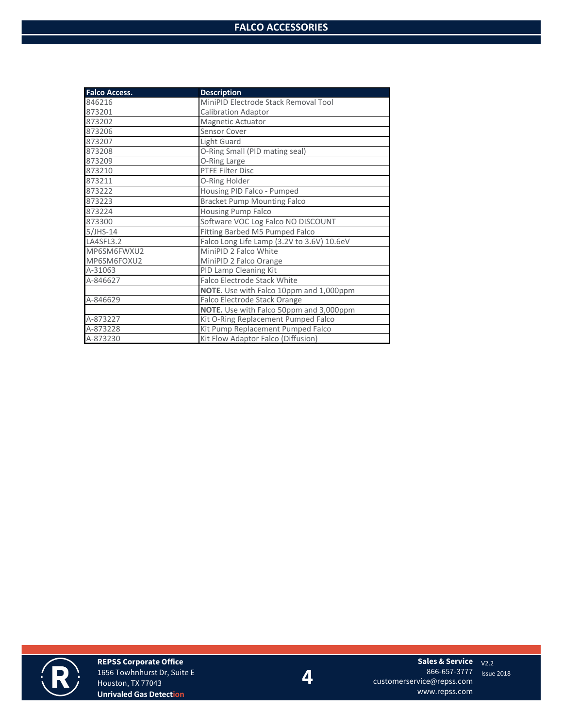# FALCO ACCESSORIES

| Falco Access. | Description |
|---|---|
| 846216 | MiniPID Electrode Stack Removal Tool |
| 873201 | Calibration Adaptor |
| 873202 | Magnetic Actuator |
| 873206 | Sensor Cover |
| 873207 | Light Guard |
| 873208 | O-Ring Small (PID mating seal) |
| 873209 | O-Ring Large |
| 873210 | PTFE Filter Disc |
| 873211 | O-Ring Holder |
| 873222 | Housing PID Falco - Pumped |
| 873223 | Bracket Pump Mounting Falco |
| 873224 | Housing Pump Falco |
| 873300 | Software VOC Log Falco NO DISCOUNT |
| 5/JHS-14 | Fitting Barbed M5 Pumped Falco |
| LA4SFL3.2 | Falco Long Life Lamp (3.2V to 3.6V) 10.6eV |
| MP6SM6FWXU2 | MiniPID 2 Falco White |
| MP6SM6FOXU2 | MiniPID 2 Falco Orange |
| A-31063 | PID Lamp Cleaning Kit |
| A-846627 | Falco Electrode Stack White |
| | **NOTE**. Use with Falco 10ppm and 1,000ppm |
| A-846629 | Falco Electrode Stack Orange |
| | **NOTE.** Use with Falco 50ppm and 3,000ppm |
| A-873227 | Kit O-Ring Replacement Pumped Falco |
| A-873228 | Kit Pump Replacement Pumped Falco |
| A-873230 | Kit Flow Adaptor Falco (Diffusion) |

**REPSS Corporate Office**
1656 Townhnhurst Dr, Suite E
Houston, TX 77043
**Unrivaled Gas Detection**

**Sales & Service**
866-657-3777
customerservice@repss.com
www.repss.com

V2.2
Issue 2018